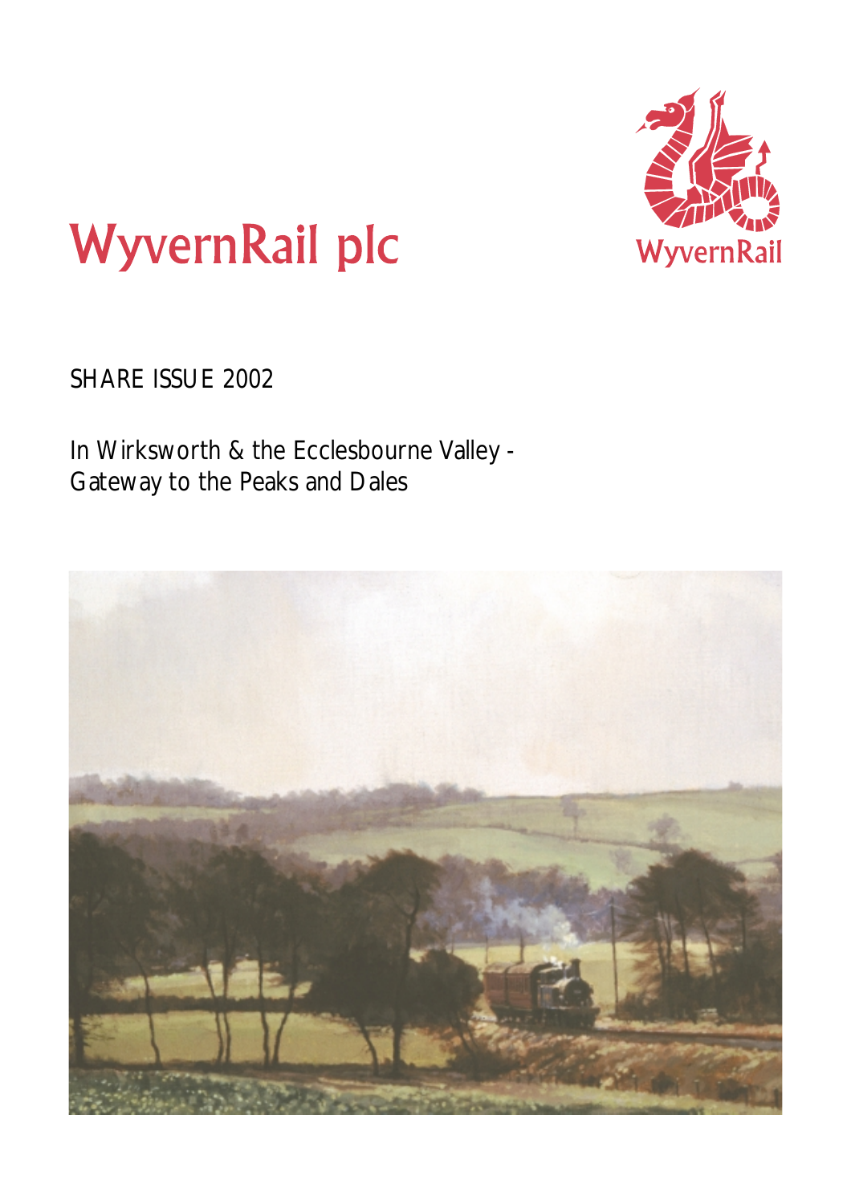# WyvernRail plc

WyvernRail

SHARE ISSUE 2002

In Wirksworth & the Ecclesbourne Valley - Gateway to the Peaks and Dales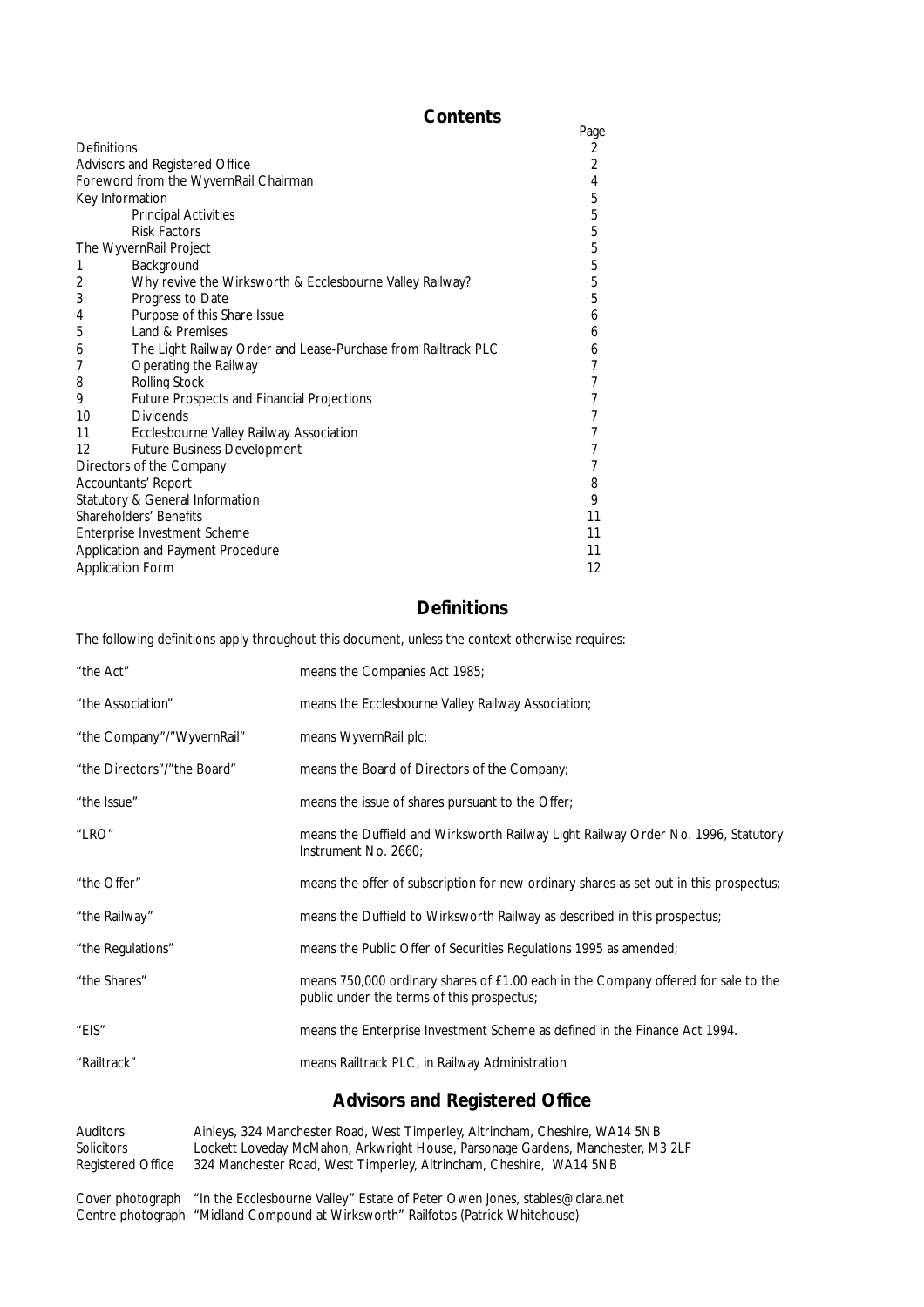## Contents

| | | Page |
|---|---|---|
| Definitions | | 2 |
| Advisors and Registered Office | | 2 |
| Foreword from the WyvernRail Chairman | | 4 |
| Key Information | | 5 |
| | Principal Activities | 5 |
| | Risk Factors | 5 |
| The WyvernRail Project | | 5 |
| 1 | Background | 5 |
| 2 | Why revive the Wirksworth & Ecclesbourne Valley Railway? | 5 |
| 3 | Progress to Date | 5 |
| 4 | Purpose of this Share Issue | 6 |
| 5 | Land & Premises | 6 |
| 6 | The Light Railway Order and Lease-Purchase from Railtrack PLC | 6 |
| 7 | Operating the Railway | 7 |
| 8 | Rolling Stock | 7 |
| 9 | Future Prospects and Financial Projections | 7 |
| 10 | Dividends | 7 |
| 11 | Ecclesbourne Valley Railway Association | 7 |
| 12 | Future Business Development | 7 |
| Directors of the Company | | 7 |
| Accountants' Report | | 8 |
| Statutory & General Information | | 9 |
| Shareholders' Benefits | | 11 |
| Enterprise Investment Scheme | | 11 |
| Application and Payment Procedure | | 11 |
| Application Form | | 12 |

## Definitions

The following definitions apply throughout this document, unless the context otherwise requires:

| | |
|---|---|
| "the Act" | means the Companies Act 1985; |
| "the Association" | means the Ecclesbourne Valley Railway Association; |
| "the Company"/"WyvernRail" | means WyvernRail plc; |
| "the Directors"/"the Board" | means the Board of Directors of the Company; |
| "the Issue" | means the issue of shares pursuant to the Offer; |
| "LRO" | means the Duffield and Wirksworth Railway Light Railway Order No. 1996, Statutory Instrument No. 2660; |
| "the Offer" | means the offer of subscription for new ordinary shares as set out in this prospectus; |
| "the Railway" | means the Duffield to Wirksworth Railway as described in this prospectus; |
| "the Regulations" | means the Public Offer of Securities Regulations 1995 as amended; |
| "the Shares" | means 750,000 ordinary shares of £1.00 each in the Company offered for sale to the public under the terms of this prospectus; |
| "EIS" | means the Enterprise Investment Scheme as defined in the Finance Act 1994. |
| "Railtrack" | means Railtrack PLC, in Railway Administration |

## Advisors and Registered Office

| | |
|---|---|
| Auditors | Ainleys, 324 Manchester Road, West Timperley, Altrincham, Cheshire, WA14 5NB |
| Solicitors | Lockett Loveday McMahon, Arkwright House, Parsonage Gardens, Manchester, M3 2LF |
| Registered Office | 324 Manchester Road, West Timperley, Altrincham, Cheshire, WA14 5NB |

Cover photograph "In the Ecclesbourne Valley" Estate of Peter Owen Jones, stables@clara.net
Centre photograph "Midland Compound at Wirksworth" Railfotos (Patrick Whitehouse)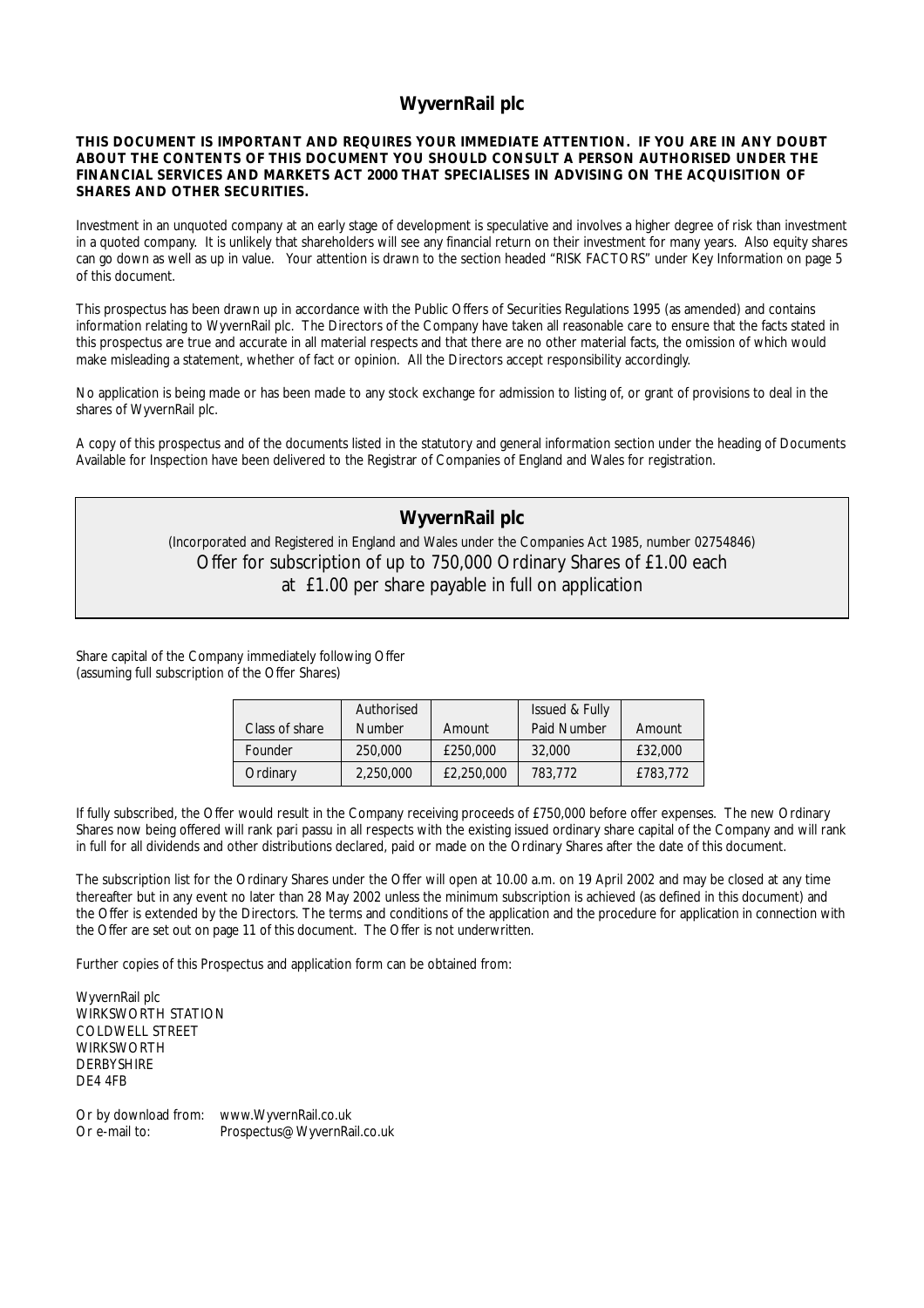# WyvernRail plc

**THIS DOCUMENT IS IMPORTANT AND REQUIRES YOUR IMMEDIATE ATTENTION. IF YOU ARE IN ANY DOUBT ABOUT THE CONTENTS OF THIS DOCUMENT YOU SHOULD CONSULT A PERSON AUTHORISED UNDER THE FINANCIAL SERVICES AND MARKETS ACT 2000 THAT SPECIALISES IN ADVISING ON THE ACQUISITION OF SHARES AND OTHER SECURITIES.**

Investment in an unquoted company at an early stage of development is speculative and involves a higher degree of risk than investment in a quoted company. It is unlikely that shareholders will see any financial return on their investment for many years. Also equity shares can go down as well as up in value. Your attention is drawn to the section headed "RISK FACTORS" under Key Information on page 5 of this document.

This prospectus has been drawn up in accordance with the Public Offers of Securities Regulations 1995 (as amended) and contains information relating to WyvernRail plc. The Directors of the Company have taken all reasonable care to ensure that the facts stated in this prospectus are true and accurate in all material respects and that there are no other material facts, the omission of which would make misleading a statement, whether of fact or opinion. All the Directors accept responsibility accordingly.

No application is being made or has been made to any stock exchange for admission to listing of, or grant of provisions to deal in the shares of WyvernRail plc.

A copy of this prospectus and of the documents listed in the statutory and general information section under the heading of Documents Available for Inspection have been delivered to the Registrar of Companies of England and Wales for registration.

## WyvernRail plc

(Incorporated and Registered in England and Wales under the Companies Act 1985, number 02754846)

Offer for subscription of up to 750,000 Ordinary Shares of £1.00 each at £1.00 per share payable in full on application

Share capital of the Company immediately following Offer
(assuming full subscription of the Offer Shares)

| Class of share | Authorised Number | Amount | Issued & Fully Paid Number | Amount |
|---|---|---|---|---|
| Founder | 250,000 | £250,000 | 32,000 | £32,000 |
| Ordinary | 2,250,000 | £2,250,000 | 783,772 | £783,772 |

If fully subscribed, the Offer would result in the Company receiving proceeds of £750,000 before offer expenses. The new Ordinary Shares now being offered will rank pari passu in all respects with the existing issued ordinary share capital of the Company and will rank in full for all dividends and other distributions declared, paid or made on the Ordinary Shares after the date of this document.

The subscription list for the Ordinary Shares under the Offer will open at 10.00 a.m. on 19 April 2002 and may be closed at any time thereafter but in any event no later than 28 May 2002 unless the minimum subscription is achieved (as defined in this document) and the Offer is extended by the Directors. The terms and conditions of the application and the procedure for application in connection with the Offer are set out on page 11 of this document. The Offer is not underwritten.

Further copies of this Prospectus and application form can be obtained from:

WyvernRail plc
WIRKSWORTH STATION
COLDWELL STREET
WIRKSWORTH
DERBYSHIRE
DE4 4FB

Or by download from: www.WyvernRail.co.uk
Or e-mail to: Prospectus@WyvernRail.co.uk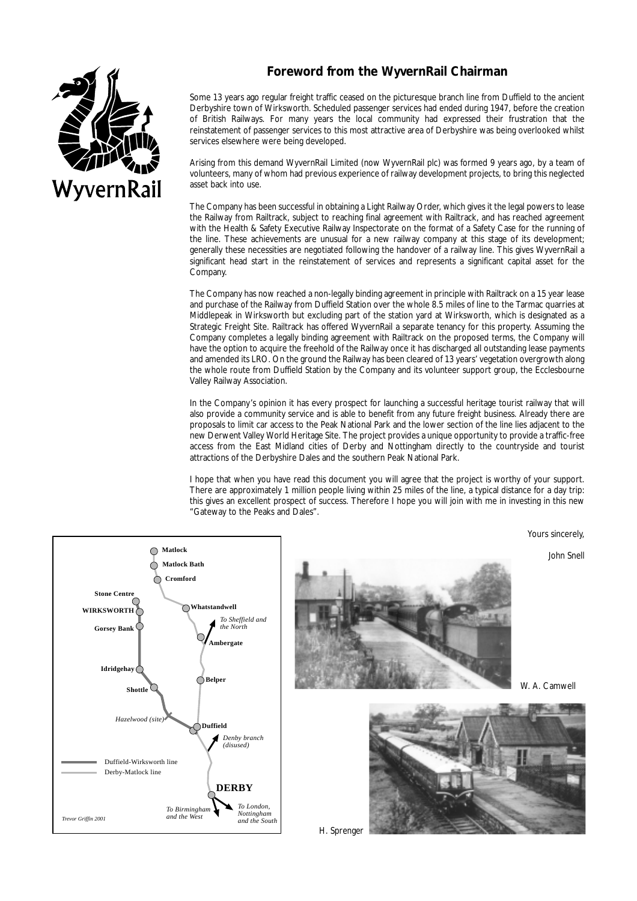## Foreword from the WyvernRail Chairman

Some 13 years ago regular freight traffic ceased on the picturesque branch line from Duffield to the ancient Derbyshire town of Wirksworth. Scheduled passenger services had ended during 1947, before the creation of British Railways. For many years the local community had expressed their frustration that the reinstatement of passenger services to this most attractive area of Derbyshire was being overlooked whilst services elsewhere were being developed.

Arising from this demand WyvernRail Limited (now WyvernRail plc) was formed 9 years ago, by a team of volunteers, many of whom had previous experience of railway development projects, to bring this neglected asset back into use.

The Company has been successful in obtaining a Light Railway Order, which gives it the legal powers to lease the Railway from Railtrack, subject to reaching final agreement with Railtrack, and has reached agreement with the Health & Safety Executive Railway Inspectorate on the format of a Safety Case for the running of the line. These achievements are unusual for a new railway company at this stage of its development; generally these necessities are negotiated following the handover of a railway line. This gives WyvernRail a significant head start in the reinstatement of services and represents a significant capital asset for the Company.

The Company has now reached a non-legally binding agreement in principle with Railtrack on a 15 year lease and purchase of the Railway from Duffield Station over the whole 8.5 miles of line to the Tarmac quarries at Middlepeak in Wirksworth but excluding part of the station yard at Wirksworth, which is designated as a Strategic Freight Site. Railtrack has offered WyvernRail a separate tenancy for this property. Assuming the Company completes a legally binding agreement with Railtrack on the proposed terms, the Company will have the option to acquire the freehold of the Railway once it has discharged all outstanding lease payments and amended its LRO. On the ground the Railway has been cleared of 13 years' vegetation overgrowth along the whole route from Duffield Station by the Company and its volunteer support group, the Ecclesbourne Valley Railway Association.

In the Company's opinion it has every prospect for launching a successful heritage tourist railway that will also provide a community service and is able to benefit from any future freight business. Already there are proposals to limit car access to the Peak National Park and the lower section of the line lies adjacent to the new Derwent Valley World Heritage Site. The project provides a unique opportunity to provide a traffic-free access from the East Midland cities of Derby and Nottingham directly to the countryside and tourist attractions of the Derbyshire Dales and the southern Peak National Park.

I hope that when you have read this document you will agree that the project is worthy of your support. There are approximately 1 million people living within 25 miles of the line, a typical distance for a day trip: this gives an excellent prospect of success. Therefore I hope you will join with me in investing in this new "Gateway to the Peaks and Dales".

Yours sincerely,

John Snell

Matlock, Matlock Bath, Cromford, Stone Centre, WIRKSWORTH, Gorsey Bank, Whatstandwell, *To Sheffield and the North*, Ambergate, Idridgehay, Belper, Shottle, *Hazelwood (site)*, Duffield, *Denby branch (disused)*, DERBY, *To Birmingham and the West*, *To London, Nottingham and the South*

Duffield-Wirksworth line
Derby-Matlock line

*Trevor Griffin 2001*

W. A. Camwell

H. Sprenger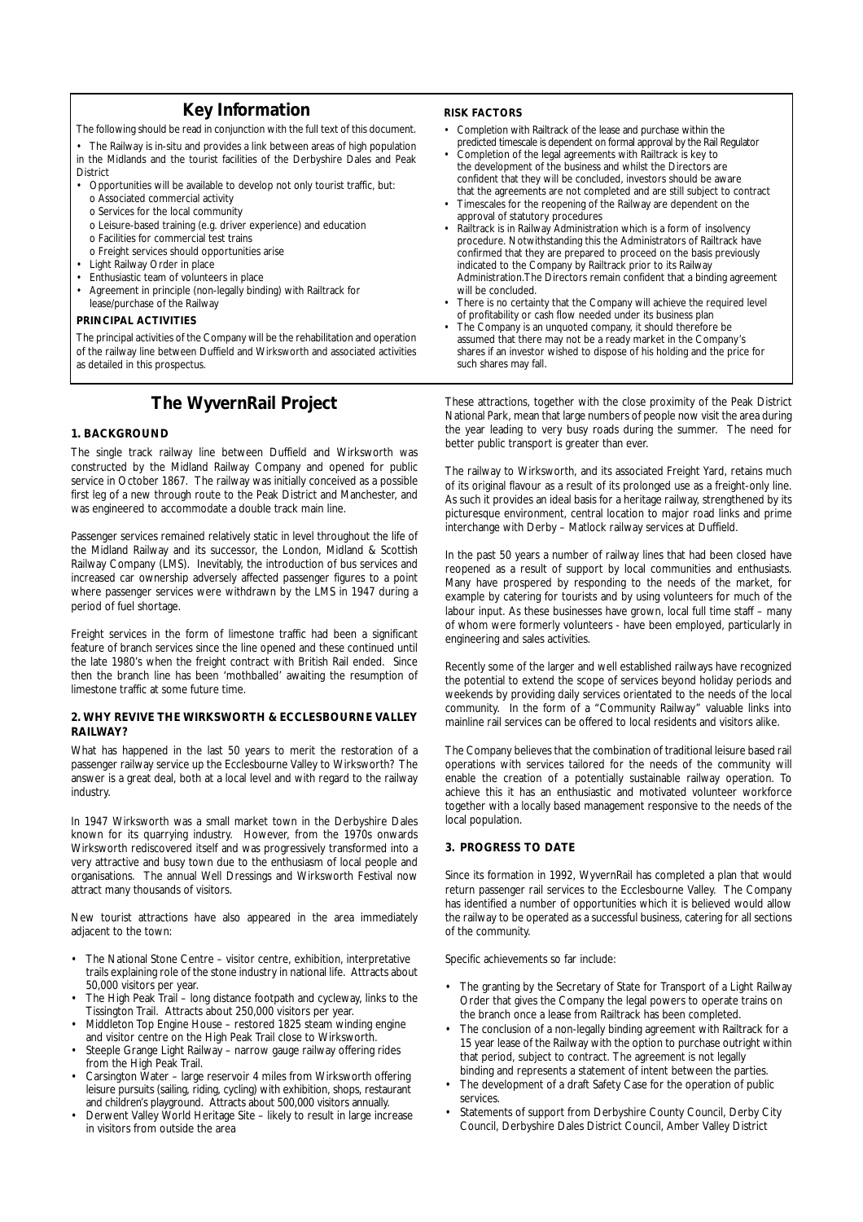## Key Information

The following should be read in conjunction with the full text of this document.

- The Railway is in-situ and provides a link between areas of high population in the Midlands and the tourist facilities of the Derbyshire Dales and Peak District
- Opportunities will be available to develop not only tourist traffic, but:
  - o Associated commercial activity
  - o Services for the local community
  - o Leisure-based training (e.g. driver experience) and education
  - o Facilities for commercial test trains
  - o Freight services should opportunities arise
- Light Railway Order in place
- Enthusiastic team of volunteers in place
- Agreement in principle (non-legally binding) with Railtrack for lease/purchase of the Railway

**PRINCIPAL ACTIVITIES**

The principal activities of the Company will be the rehabilitation and operation of the railway line between Duffield and Wirksworth and associated activities as detailed in this prospectus.

**RISK FACTORS**

- Completion with Railtrack of the lease and purchase within the predicted timescale is dependent on formal approval by the Rail Regulator
- Completion of the legal agreements with Railtrack is key to the development of the business and whilst the Directors are confident that they will be concluded, investors should be aware that the agreements are not completed and are still subject to contract
- Timescales for the reopening of the Railway are dependent on the approval of statutory procedures
- Railtrack is in Railway Administration which is a form of insolvency procedure. Notwithstanding this the Administrators of Railtrack have confirmed that they are prepared to proceed on the basis previously indicated to the Company by Railtrack prior to its Railway Administration.The Directors remain confident that a binding agreement will be concluded.
- There is no certainty that the Company will achieve the required level of profitability or cash flow needed under its business plan
- The Company is an unquoted company, it should therefore be assumed that there may not be a ready market in the Company's shares if an investor wished to dispose of his holding and the price for such shares may fall.

## The WyvernRail Project

### 1. BACKGROUND

The single track railway line between Duffield and Wirksworth was constructed by the Midland Railway Company and opened for public service in October 1867. The railway was initially conceived as a possible first leg of a new through route to the Peak District and Manchester, and was engineered to accommodate a double track main line.

Passenger services remained relatively static in level throughout the life of the Midland Railway and its successor, the London, Midland & Scottish Railway Company (LMS). Inevitably, the introduction of bus services and increased car ownership adversely affected passenger figures to a point where passenger services were withdrawn by the LMS in 1947 during a period of fuel shortage.

Freight services in the form of limestone traffic had been a significant feature of branch services since the line opened and these continued until the late 1980's when the freight contract with British Rail ended. Since then the branch line has been 'mothballed' awaiting the resumption of limestone traffic at some future time.

### 2. WHY REVIVE THE WIRKSWORTH & ECCLESBOURNE VALLEY RAILWAY?

What has happened in the last 50 years to merit the restoration of a passenger railway service up the Ecclesbourne Valley to Wirksworth? The answer is a great deal, both at a local level and with regard to the railway industry.

In 1947 Wirksworth was a small market town in the Derbyshire Dales known for its quarrying industry. However, from the 1970s onwards Wirksworth rediscovered itself and was progressively transformed into a very attractive and busy town due to the enthusiasm of local people and organisations. The annual Well Dressings and Wirksworth Festival now attract many thousands of visitors.

New tourist attractions have also appeared in the area immediately adjacent to the town:

- The National Stone Centre – visitor centre, exhibition, interpretative trails explaining role of the stone industry in national life. Attracts about 50,000 visitors per year.
- The High Peak Trail – long distance footpath and cycleway, links to the Tissington Trail. Attracts about 250,000 visitors per year.
- Middleton Top Engine House – restored 1825 steam winding engine and visitor centre on the High Peak Trail close to Wirksworth.
- Steeple Grange Light Railway – narrow gauge railway offering rides from the High Peak Trail.
- Carsington Water – large reservoir 4 miles from Wirksworth offering leisure pursuits (sailing, riding, cycling) with exhibition, shops, restaurant and children's playground. Attracts about 500,000 visitors annually.
- Derwent Valley World Heritage Site – likely to result in large increase in visitors from outside the area

These attractions, together with the close proximity of the Peak District National Park, mean that large numbers of people now visit the area during the year leading to very busy roads during the summer. The need for better public transport is greater than ever.

The railway to Wirksworth, and its associated Freight Yard, retains much of its original flavour as a result of its prolonged use as a freight-only line. As such it provides an ideal basis for a heritage railway, strengthened by its picturesque environment, central location to major road links and prime interchange with Derby – Matlock railway services at Duffield.

In the past 50 years a number of railway lines that had been closed have reopened as a result of support by local communities and enthusiasts. Many have prospered by responding to the needs of the market, for example by catering for tourists and by using volunteers for much of the labour input. As these businesses have grown, local full time staff – many of whom were formerly volunteers - have been employed, particularly in engineering and sales activities.

Recently some of the larger and well established railways have recognized the potential to extend the scope of services beyond holiday periods and weekends by providing daily services orientated to the needs of the local community. In the form of a "Community Railway" valuable links into mainline rail services can be offered to local residents and visitors alike.

The Company believes that the combination of traditional leisure based rail operations with services tailored for the needs of the community will enable the creation of a potentially sustainable railway operation. To achieve this it has an enthusiastic and motivated volunteer workforce together with a locally based management responsive to the needs of the local population.

### 3. PROGRESS TO DATE

Since its formation in 1992, WyvernRail has completed a plan that would return passenger rail services to the Ecclesbourne Valley. The Company has identified a number of opportunities which it is believed would allow the railway to be operated as a successful business, catering for all sections of the community.

Specific achievements so far include:

- The granting by the Secretary of State for Transport of a Light Railway Order that gives the Company the legal powers to operate trains on the branch once a lease from Railtrack has been completed.
- The conclusion of a non-legally binding agreement with Railtrack for a 15 year lease of the Railway with the option to purchase outright within that period, subject to contract. The agreement is not legally binding and represents a statement of intent between the parties.
- The development of a draft Safety Case for the operation of public services.
- Statements of support from Derbyshire County Council, Derby City Council, Derbyshire Dales District Council, Amber Valley District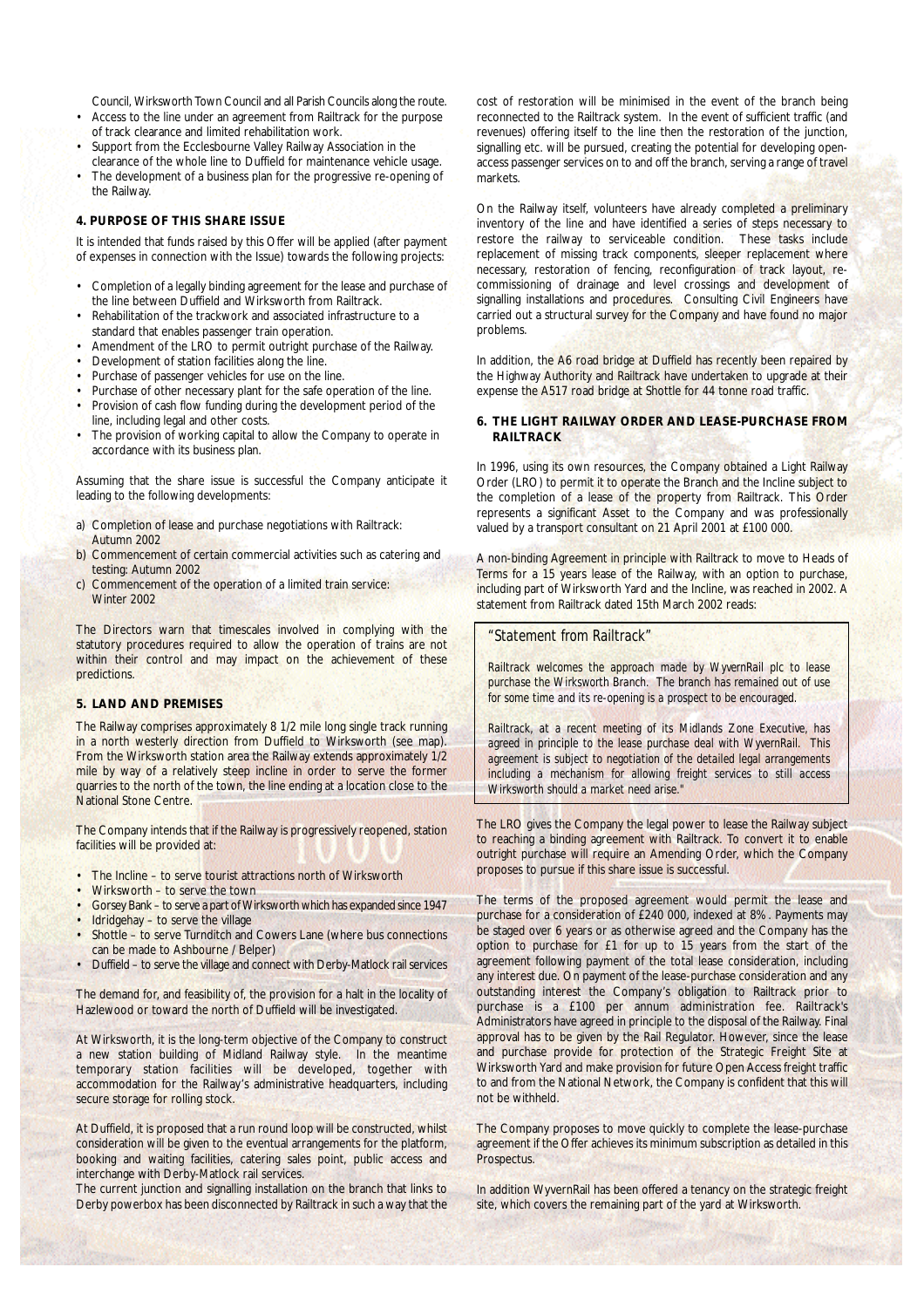Council, Wirksworth Town Council and all Parish Councils along the route.

- Access to the line under an agreement from Railtrack for the purpose of track clearance and limited rehabilitation work.
- Support from the Ecclesbourne Valley Railway Association in the clearance of the whole line to Duffield for maintenance vehicle usage.
- The development of a business plan for the progressive re-opening of the Railway.

## 4. PURPOSE OF THIS SHARE ISSUE

It is intended that funds raised by this Offer will be applied (after payment of expenses in connection with the Issue) towards the following projects:

- Completion of a legally binding agreement for the lease and purchase of the line between Duffield and Wirksworth from Railtrack.
- Rehabilitation of the trackwork and associated infrastructure to a standard that enables passenger train operation.
- Amendment of the LRO to permit outright purchase of the Railway.
- Development of station facilities along the line.
- Purchase of passenger vehicles for use on the line.
- Purchase of other necessary plant for the safe operation of the line.
- Provision of cash flow funding during the development period of the line, including legal and other costs.
- The provision of working capital to allow the Company to operate in accordance with its business plan.

Assuming that the share issue is successful the Company anticipate it leading to the following developments:

a) Completion of lease and purchase negotiations with Railtrack: Autumn 2002
b) Commencement of certain commercial activities such as catering and testing: Autumn 2002
c) Commencement of the operation of a limited train service: Winter 2002

The Directors warn that timescales involved in complying with the statutory procedures required to allow the operation of trains are not within their control and may impact on the achievement of these predictions.

## 5. LAND AND PREMISES

The Railway comprises approximately 8 1/2 mile long single track running in a north westerly direction from Duffield to Wirksworth (see map). From the Wirksworth station area the Railway extends approximately 1/2 mile by way of a relatively steep incline in order to serve the former quarries to the north of the town, the line ending at a location close to the National Stone Centre.

The Company intends that if the Railway is progressively reopened, station facilities will be provided at:

- The Incline – to serve tourist attractions north of Wirksworth
- Wirksworth – to serve the town
- Gorsey Bank – to serve a part of Wirksworth which has expanded since 1947
- Idridgehay – to serve the village
- Shottle – to serve Turnditch and Cowers Lane (where bus connections can be made to Ashbourne / Belper)
- Duffield – to serve the village and connect with Derby-Matlock rail services

The demand for, and feasibility of, the provision for a halt in the locality of Hazlewood or toward the north of Duffield will be investigated.

At Wirksworth, it is the long-term objective of the Company to construct a new station building of Midland Railway style. In the meantime temporary station facilities will be developed, together with accommodation for the Railway's administrative headquarters, including secure storage for rolling stock.

At Duffield, it is proposed that a run round loop will be constructed, whilst consideration will be given to the eventual arrangements for the platform, booking and waiting facilities, catering sales point, public access and interchange with Derby-Matlock rail services.

The current junction and signalling installation on the branch that links to Derby powerbox has been disconnected by Railtrack in such a way that the cost of restoration will be minimised in the event of the branch being reconnected to the Railtrack system. In the event of sufficient traffic (and revenues) offering itself to the line then the restoration of the junction, signalling etc. will be pursued, creating the potential for developing open-access passenger services on to and off the branch, serving a range of travel markets.

On the Railway itself, volunteers have already completed a preliminary inventory of the line and have identified a series of steps necessary to restore the railway to serviceable condition. These tasks include replacement of missing track components, sleeper replacement where necessary, restoration of fencing, reconfiguration of track layout, re-commissioning of drainage and level crossings and development of signalling installations and procedures. Consulting Civil Engineers have carried out a structural survey for the Company and have found no major problems.

In addition, the A6 road bridge at Duffield has recently been repaired by the Highway Authority and Railtrack have undertaken to upgrade at their expense the A517 road bridge at Shottle for 44 tonne road traffic.

## 6. THE LIGHT RAILWAY ORDER AND LEASE-PURCHASE FROM RAILTRACK

In 1996, using its own resources, the Company obtained a Light Railway Order (LRO) to permit it to operate the Branch and the Incline subject to the completion of a lease of the property from Railtrack. This Order represents a significant Asset to the Company and was professionally valued by a transport consultant on 21 April 2001 at £100 000.

A non-binding Agreement in principle with Railtrack to move to Heads of Terms for a 15 years lease of the Railway, with an option to purchase, including part of Wirksworth Yard and the Incline, was reached in 2002. A statement from Railtrack dated 15th March 2002 reads:

> "Statement from Railtrack"
>
> *Railtrack welcomes the approach made by WyvernRail plc to lease purchase the Wirksworth Branch. The branch has remained out of use for some time and its re-opening is a prospect to be encouraged.*
>
> *Railtrack, at a recent meeting of its Midlands Zone Executive, has agreed in principle to the lease purchase deal with WyvernRail. This agreement is subject to negotiation of the detailed legal arrangements including a mechanism for allowing freight services to still access Wirksworth should a market need arise."*

The LRO gives the Company the legal power to lease the Railway subject to reaching a binding agreement with Railtrack. To convert it to enable outright purchase will require an Amending Order, which the Company proposes to pursue if this share issue is successful.

The terms of the proposed agreement would permit the lease and purchase for a consideration of £240 000, indexed at 8%. Payments may be staged over 6 years or as otherwise agreed and the Company has the option to purchase for £1 for up to 15 years from the start of the agreement following payment of the total lease consideration, including any interest due. On payment of the lease-purchase consideration and any outstanding interest the Company's obligation to Railtrack prior to purchase is a £100 per annum administration fee. Railtrack's Administrators have agreed in principle to the disposal of the Railway. Final approval has to be given by the Rail Regulator. However, since the lease and purchase provide for protection of the Strategic Freight Site at Wirksworth Yard and make provision for future Open Access freight traffic to and from the National Network, the Company is confident that this will not be withheld.

The Company proposes to move quickly to complete the lease-purchase agreement if the Offer achieves its minimum subscription as detailed in this Prospectus.

In addition WyvernRail has been offered a tenancy on the strategic freight site, which covers the remaining part of the yard at Wirksworth.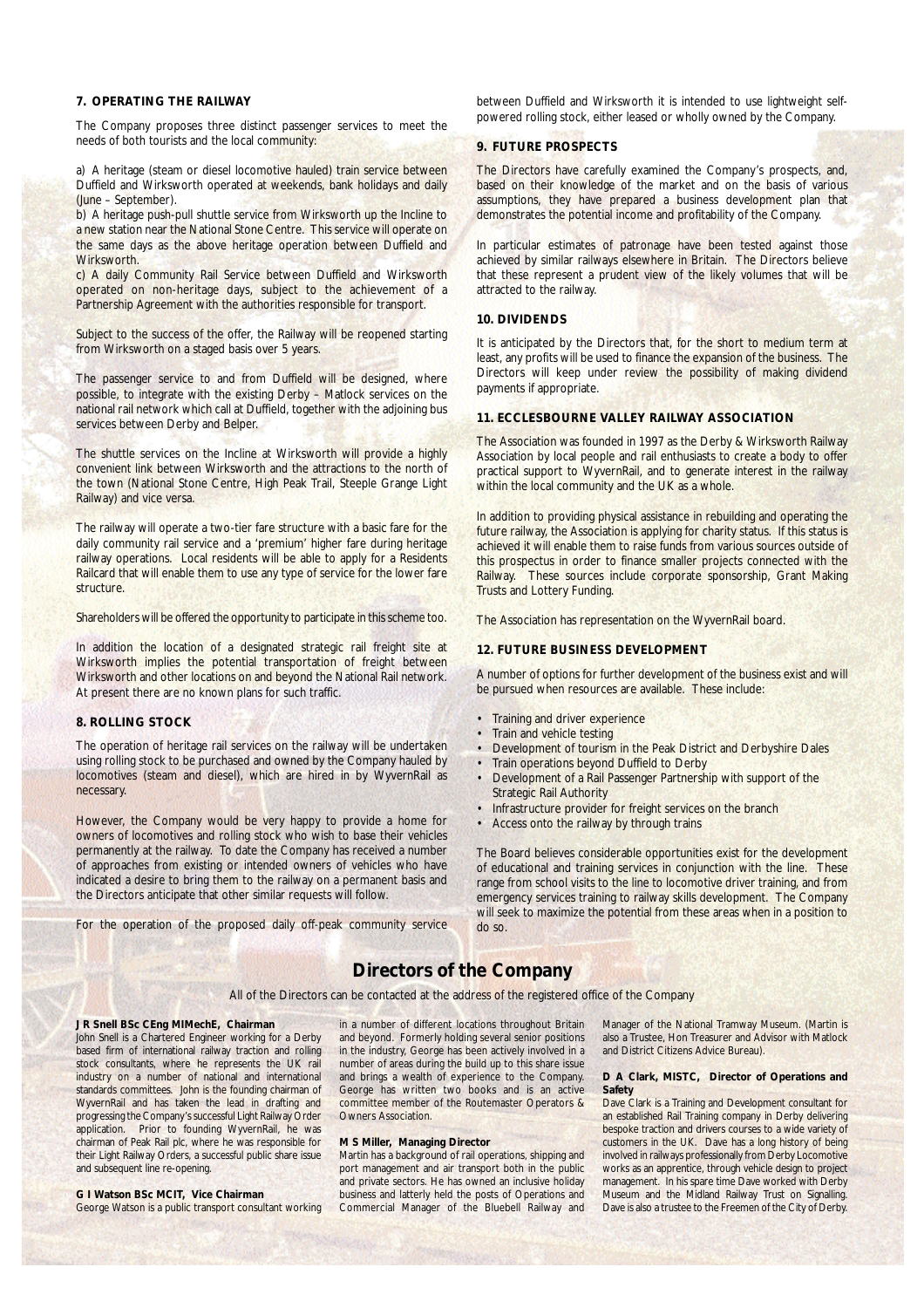## 7. OPERATING THE RAILWAY

The Company proposes three distinct passenger services to meet the needs of both tourists and the local community:

a) A heritage (steam or diesel locomotive hauled) train service between Duffield and Wirksworth operated at weekends, bank holidays and daily (June – September).

b) A heritage push-pull shuttle service from Wirksworth up the Incline to a new station near the National Stone Centre. This service will operate on the same days as the above heritage operation between Duffield and Wirksworth.

c) A daily Community Rail Service between Duffield and Wirksworth operated on non-heritage days, subject to the achievement of a Partnership Agreement with the authorities responsible for transport.

Subject to the success of the offer, the Railway will be reopened starting from Wirksworth on a staged basis over 5 years.

The passenger service to and from Duffield will be designed, where possible, to integrate with the existing Derby – Matlock services on the national rail network which call at Duffield, together with the adjoining bus services between Derby and Belper.

The shuttle services on the Incline at Wirksworth will provide a highly convenient link between Wirksworth and the attractions to the north of the town (National Stone Centre, High Peak Trail, Steeple Grange Light Railway) and vice versa.

The railway will operate a two-tier fare structure with a basic fare for the daily community rail service and a 'premium' higher fare during heritage railway operations. Local residents will be able to apply for a Residents Railcard that will enable them to use any type of service for the lower fare structure.

Shareholders will be offered the opportunity to participate in this scheme too.

In addition the location of a designated strategic rail freight site at Wirksworth implies the potential transportation of freight between Wirksworth and other locations on and beyond the National Rail network. At present there are no known plans for such traffic.

## 8. ROLLING STOCK

The operation of heritage rail services on the railway will be undertaken using rolling stock to be purchased and owned by the Company hauled by locomotives (steam and diesel), which are hired in by WyvernRail as necessary.

However, the Company would be very happy to provide a home for owners of locomotives and rolling stock who wish to base their vehicles permanently at the railway. To date the Company has received a number of approaches from existing or intended owners of vehicles who have indicated a desire to bring them to the railway on a permanent basis and the Directors anticipate that other similar requests will follow.

For the operation of the proposed daily off-peak community service between Duffield and Wirksworth it is intended to use lightweight self-powered rolling stock, either leased or wholly owned by the Company.

## 9. FUTURE PROSPECTS

The Directors have carefully examined the Company's prospects, and, based on their knowledge of the market and on the basis of various assumptions, they have prepared a business development plan that demonstrates the potential income and profitability of the Company.

In particular estimates of patronage have been tested against those achieved by similar railways elsewhere in Britain. The Directors believe that these represent a prudent view of the likely volumes that will be attracted to the railway.

## 10. DIVIDENDS

It is anticipated by the Directors that, for the short to medium term at least, any profits will be used to finance the expansion of the business. The Directors will keep under review the possibility of making dividend payments if appropriate.

## 11. ECCLESBOURNE VALLEY RAILWAY ASSOCIATION

The Association was founded in 1997 as the Derby & Wirksworth Railway Association by local people and rail enthusiasts to create a body to offer practical support to WyvernRail, and to generate interest in the railway within the local community and the UK as a whole.

In addition to providing physical assistance in rebuilding and operating the future railway, the Association is applying for charity status. If this status is achieved it will enable them to raise funds from various sources outside of this prospectus in order to finance smaller projects connected with the Railway. These sources include corporate sponsorship, Grant Making Trusts and Lottery Funding.

The Association has representation on the WyvernRail board.

## 12. FUTURE BUSINESS DEVELOPMENT

A number of options for further development of the business exist and will be pursued when resources are available. These include:

- Training and driver experience
- Train and vehicle testing
- Development of tourism in the Peak District and Derbyshire Dales
- Train operations beyond Duffield to Derby
- Development of a Rail Passenger Partnership with support of the Strategic Rail Authority
- Infrastructure provider for freight services on the branch
- Access onto the railway by through trains

The Board believes considerable opportunities exist for the development of educational and training services in conjunction with the line. These range from school visits to the line to locomotive driver training, and from emergency services training to railway skills development. The Company will seek to maximize the potential from these areas when in a position to do so.

# Directors of the Company

All of the Directors can be contacted at the address of the registered office of the Company

**J R Snell BSc CEng MIMechE, Chairman**
John Snell is a Chartered Engineer working for a Derby based firm of international railway traction and rolling stock consultants, where he represents the UK rail industry on a number of national and international standards committees. John is the founding chairman of WyvernRail and has taken the lead in drafting and progressing the Company's successful Light Railway Order application. Prior to founding WyvernRail, he was chairman of Peak Rail plc, where he was responsible for their Light Railway Orders, a successful public share issue and subsequent line re-opening.

**G I Watson BSc MCIT, Vice Chairman**
George Watson is a public transport consultant working in a number of different locations throughout Britain and beyond. Formerly holding several senior positions in the industry, George has been actively involved in a number of areas during the build up to this share issue and brings a wealth of experience to the Company. George has written two books and is an active committee member of the Routemaster Operators & Owners Association.

**M S Miller, Managing Director**
Martin has a background of rail operations, shipping and port management and air transport both in the public and private sectors. He has owned an inclusive holiday business and latterly held the posts of Operations and Commercial Manager of the Bluebell Railway and Manager of the National Tramway Museum. (Martin is also a Trustee, Hon Treasurer and Advisor with Matlock and District Citizens Advice Bureau).

**D A Clark, MISTC, Director of Operations and Safety**
Dave Clark is a Training and Development consultant for an established Rail Training company in Derby delivering bespoke traction and drivers courses to a wide variety of customers in the UK. Dave has a long history of being involved in railways professionally from Derby Locomotive works as an apprentice, through vehicle design to project management. In his spare time Dave worked with Derby Museum and the Midland Railway Trust on Signalling. Dave is also a trustee to the Freemen of the City of Derby.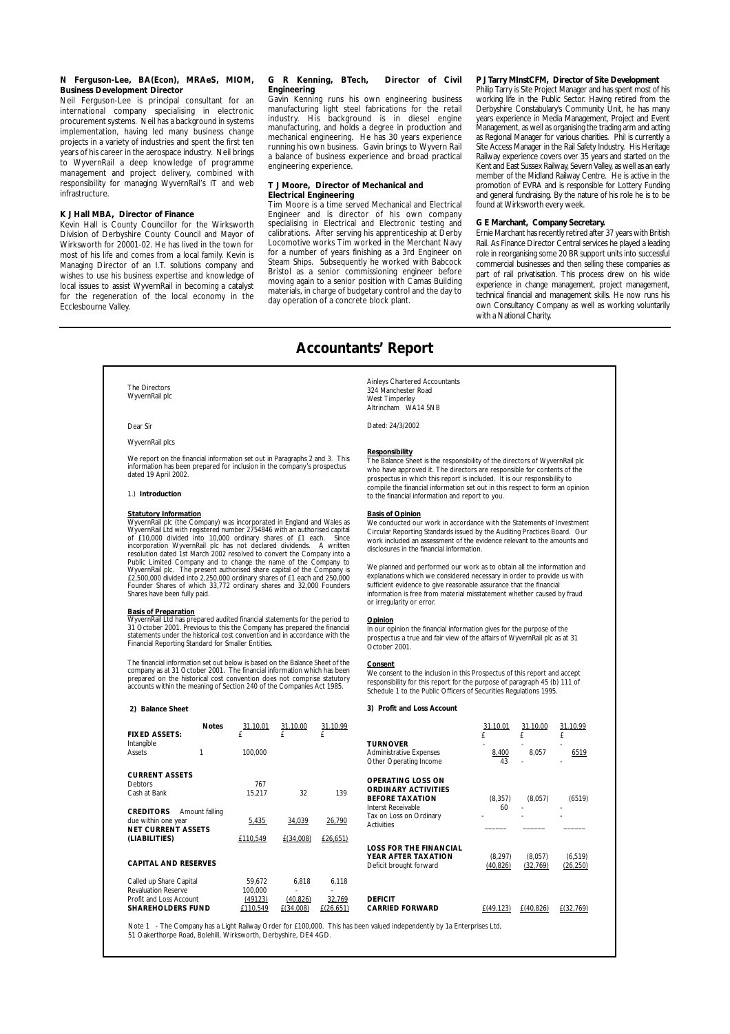**N Ferguson-Lee, BA(Econ), MRAeS, MIOM, Business Development Director**

Neil Ferguson-Lee is principal consultant for an international company specialising in electronic procurement systems. Neil has a background in systems implementation, having led many business change projects in a variety of industries and spent the first ten years of his career in the aerospace industry. Neil brings to WyvernRail a deep knowledge of programme management and project delivery, combined with responsibility for managing WyvernRail's IT and web infrastructure.

**K J Hall MBA, Director of Finance**

Kevin Hall is County Councillor for the Wirksworth Division of Derbyshire County Council and Mayor of Wirksworth for 20001-02. He has lived in the town for most of his life and comes from a local family. Kevin is Managing Director of an I.T. solutions company and wishes to use his business expertise and knowledge of local issues to assist WyvernRail in becoming a catalyst for the regeneration of the local economy in the Ecclesbourne Valley.

**G R Kenning, BTech, Director of Civil Engineering**

Gavin Kenning runs his own engineering business manufacturing light steel fabrications for the retail industry. His background is in diesel engine manufacturing, and holds a degree in production and mechanical engineering. He has 30 years experience running his own business. Gavin brings to Wyvern Rail a balance of business experience and broad practical engineering experience.

**T J Moore, Director of Mechanical and Electrical Engineering**

Tim Moore is a time served Mechanical and Electrical Engineer and is director of his own company specialising in Electrical and Electronic testing and calibrations. After serving his apprenticeship at Derby Locomotive works Tim worked in the Merchant Navy for a number of years finishing as a 3rd Engineer on Steam Ships. Subsequently he worked with Babcock Bristol as a senior commissioning engineer before moving again to a senior position with Camas Building materials, in charge of budgetary control and the day to day operation of a concrete block plant.

**P J Tarry MInstCFM, Director of Site Development**

Philip Tarry is Site Project Manager and has spent most of his working life in the Public Sector. Having retired from the Derbyshire Constabulary's Community Unit, he has many years experience in Media Management, Project and Event Management, as well as organising the trading arm and acting as Regional Manager for various charities. Phil is currently a Site Access Manager in the Rail Safety Industry. His Heritage Railway experience covers over 35 years and started on the Kent and East Sussex Railway, Severn Valley, as well as an early member of the Midland Railway Centre. He is active in the promotion of EVRA and is responsible for Lottery Funding and general fundraising. By the nature of his role he is to be found at Wirksworth every week.

**G E Marchant, Company Secretary.**

Ernie Marchant has recently retired after 37 years with British Rail. As Finance Director Central services he played a leading role in reorganising some 20 BR support units into successful commercial businesses and then selling these companies as part of rail privatisation. This process drew on his wide experience in change management, project management, technical financial and management skills. He now runs his own Consultancy Company as well as working voluntarily with a National Charity.

# Accountants' Report

The Directors
WyvernRail plc

Ainleys Chartered Accountants
324 Manchester Road
West Timperley
Altrincham WA14 5NB

Dated: 24/3/2002

Dear Sir

WyvernRail plcs

We report on the financial information set out in Paragraphs 2 and 3. This information has been prepared for inclusion in the company's prospectus dated 19 April 2002.

1.) **Introduction**

**Statutory Information**

WyvernRail plc (the Company) was incorporated in England and Wales as WyvernRail Ltd with registered number 2754846 with an authorised capital of £10,000 divided into 10,000 ordinary shares of £1 each. Since incorporation WyvernRail plc has not declared dividends. A written resolution dated 1st March 2002 resolved to convert the Company into a Public Limited Company and to change the name of the Company to WyvernRail plc. The present authorised share capital of the Company is £2,500,000 divided into 2,250,000 ordinary shares of £1 each and 250,000 Founder Shares of which 33,772 ordinary shares and 32,000 Founders Shares have been fully paid.

**Basis of Preparation**

WyvernRail Ltd has prepared audited financial statements for the period to 31 October 2001. Previous to this the Company has prepared the financial statements under the historical cost convention and in accordance with the Financial Reporting Standard for Smaller Entities.

The financial information set out below is based on the Balance Sheet of the company as at 31 October 2001. The financial information which has been prepared on the historical cost convention does not comprise statutory accounts within the meaning of Section 240 of the Companies Act 1985.

**Responsibility**

The Balance Sheet is the responsibility of the directors of WyvernRail plc who have approved it. The directors are responsible for contents of the prospectus in which this report is included. It is our responsibility to compile the financial information set out in this respect to form an opinion to the financial information and report to you.

**Basis of Opinion**

We conducted our work in accordance with the Statements of Investment Circular Reporting Standards issued by the Auditing Practices Board. Our work included an assessment of the evidence relevant to the amounts and disclosures in the financial information.

We planned and performed our work as to obtain all the information and explanations which we considered necessary in order to provide us with sufficient evidence to give reasonable assurance that the financial information is free from material misstatement whether caused by fraud or irregularity or error.

**Opinion**

In our opinion the financial information gives for the purpose of the prospectus a true and fair view of the affairs of WyvernRail plc as at 31 October 2001.

**Consent**

We consent to the inclusion in this Prospectus of this report and accept responsibility for this report for the purpose of paragraph 45 (b) 111 of Schedule 1 to the Public Officers of Securities Regulations 1995.

**2) Balance Sheet**

| | Notes | 31.10.01 £ | 31.10.00 £ | 31.10.99 £ |
|---|---|---|---|---|
| **FIXED ASSETS:** | | | | |
| Intangible Assets | 1 | 100,000 | | |
| **CURRENT ASSETS** | | | | |
| Debtors | | 767 | | |
| Cash at Bank | | 15,217 | 32 | 139 |
| **CREDITORS** Amount falling due within one year | | 5,435 | 34,039 | 26,790 |
| **NET CURRENT ASSETS (LIABILITIES)** | | £110,549 | £(34,008) | £(26,651) |
| **CAPITAL AND RESERVES** | | | | |
| Called up Share Capital | | 59,672 | 6,818 | 6,118 |
| Revaluation Reserve | | 100,000 | - | - |
| Profit and Loss Account | | (49123) | (40,826) | 32,769 |
| **SHAREHOLDERS FUND** | | £110,549 | £(34,008) | £(26,651) |

**3) Profit and Loss Account**

| | 31.10.01 £ | 31.10.00 £ | 31.10.99 £ |
|---|---|---|---|
| **TURNOVER** | - | - | - |
| Administrative Expenses | 8,400 | 8,057 | 6519 |
| Other Operating Income | 43 | - | - |
| **OPERATING LOSS ON ORDINARY ACTIVITIES BEFORE TAXATION** | (8,357) | (8,057) | (6519) |
| Interst Receivable | 60 | - | - |
| Tax on Loss on Ordinary Activities | - | - | - |
| **LOSS FOR THE FINANCIAL YEAR AFTER TAXATION** | (8,297) | (8,057) | (6,519) |
| Deficit brought forward | (40,826) | (32,769) | (26,250) |
| **DEFICIT CARRIED FORWARD** | £(49,123) | £(40,826) | £(32,769) |

Note 1 - The Company has a Light Railway Order for £100,000. This has been valued independently by 1a Enterprises Ltd, 51 Oakerthorpe Road, Bolehill, Wirksworth, Derbyshire, DE4 4GD.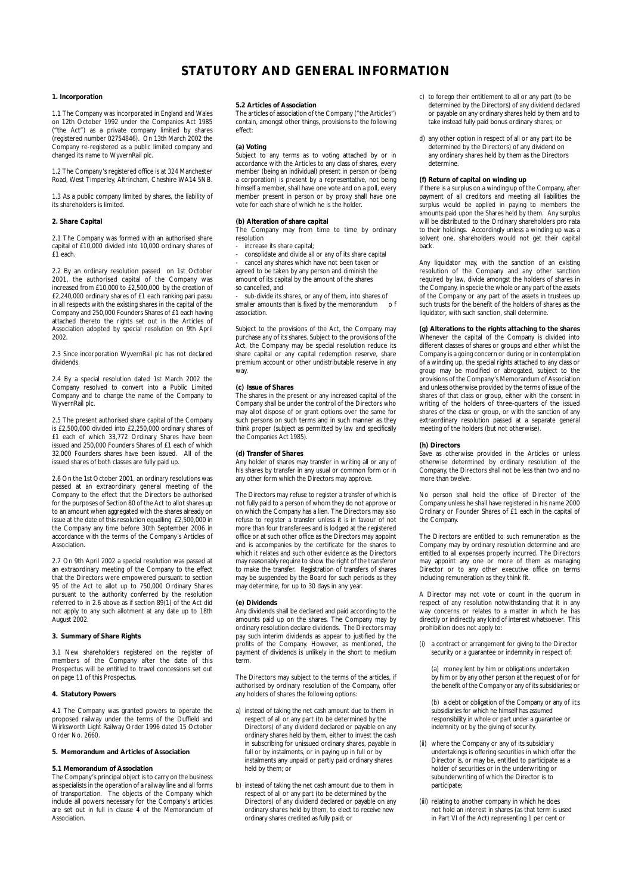# STATUTORY AND GENERAL INFORMATION

### 1. Incorporation

1.1 The Company was incorporated in England and Wales on 12th October 1992 under the Companies Act 1985 ("the Act") as a private company limited by shares (registered number 02754846). On 13th March 2002 the Company re-registered as a public limited company and changed its name to WyvernRail plc.

1.2 The Company's registered office is at 324 Manchester Road, West Timperley, Altrincham, Cheshire WA14 5NB.

1.3 As a public company limited by shares, the liability of its shareholders is limited.

### 2. Share Capital

2.1 The Company was formed with an authorised share capital of £10,000 divided into 10,000 ordinary shares of £1 each.

2.2 By an ordinary resolution passed on 1st October 2001, the authorised capital of the Company was increased from £10,000 to £2,500,000 by the creation of £2,240,000 ordinary shares of £1 each ranking pari passu in all respects with the existing shares in the capital of the Company and 250,000 Founders Shares of £1 each having attached thereto the rights set out in the Articles of Association adopted by special resolution on 9th April 2002.

2.3 Since incorporation WyvernRail plc has not declared dividends.

2.4 By a special resolution dated 1st March 2002 the Company resolved to convert into a Public Limited Company and to change the name of the Company to WyvernRail plc.

2.5 The present authorised share capital of the Company is £2,500,000 divided into £2,250,000 ordinary shares of £1 each of which 33,772 Ordinary Shares have been issued and 250,000 Founders Shares of £1 each of which 32,000 Founders shares have been issued. All of the issued shares of both classes are fully paid up.

2.6 On the 1st October 2001, an ordinary resolutions was passed at an extraordinary general meeting of the Company to the effect that the Directors be authorised for the purposes of Section 80 of the Act to allot shares up to an amount when aggregated with the shares already on issue at the date of this resolution equalling £2,500,000 in the Company any time before 30th September 2006 in accordance with the terms of the Company's Articles of Association.

2.7 On 9th April 2002 a special resolution was passed at an extraordinary meeting of the Company to the effect that the Directors were empowered pursuant to section 95 of the Act to allot up to 750,000 Ordinary Shares pursuant to the authority conferred by the resolution referred to in 2.6 above as if section 89(1) of the Act did not apply to any such allotment at any date up to 18th August 2002.

### 3. Summary of Share Rights

3.1 New shareholders registered on the register of members of the Company after the date of this Prospectus will be entitled to travel concessions set out on page 11 of this Prospectus.

### 4. Statutory Powers

4.1 The Company was granted powers to operate the proposed railway under the terms of the Duffield and Wirksworth Light Railway Order 1996 dated 15 October Order No. 2660.

### 5. Memorandum and Articles of Association

#### 5.1 Memorandum of Association

The Company's principal object is to carry on the business as specialists in the operation of a railway line and all forms of transportation. The objects of the Company which include all powers necessary for the Company's articles are set out in full in clause 4 of the Memorandum of Association.

#### 5.2 Articles of Association

The articles of association of the Company ("the Articles") contain, amongst other things, provisions to the following effect:

**(a) Voting**

Subject to any terms as to voting attached by or in accordance with the Articles to any class of shares, every member (being an individual) present in person or (being a corporation) is present by a representative, not being himself a member, shall have one vote and on a poll, every member present in person or by proxy shall have one vote for each share of which he is the holder.

**(b) Alteration of share capital**

The Company may from time to time by ordinary resolution

- increase its share capital;
- consolidate and divide all or any of its share capital
- cancel any shares which have not been taken or agreed to be taken by any person and diminish the amount of its capital by the amount of the shares so cancelled, and
- sub-divide its shares, or any of them, into shares of smaller amounts than is fixed by the memorandum of association.

Subject to the provisions of the Act, the Company may purchase any of its shares. Subject to the provisions of the Act, the Company may be special resolution reduce its share capital or any capital redemption reserve, share premium account or other undistributable reserve in any way.

**(c) Issue of Shares**

The shares in the present or any increased capital of the Company shall be under the control of the Directors who may allot dispose of or grant options over the same for such persons on such terms and in such manner as they think proper (subject as permitted by law and specifically the Companies Act 1985).

**(d) Transfer of Shares**

Any holder of shares may transfer in writing all or any of his shares by transfer in any usual or common form or in any other form which the Directors may approve.

The Directors may refuse to register a transfer of which is not fully paid to a person of whom they do not approve or on which the Company has a lien. The Directors may also refuse to register a transfer unless it is in favour of not more than four transferees and is lodged at the registered office or at such other office as the Directors may appoint and is accompanies by the certificate for the shares to which it relates and such other evidence as the Directors may reasonably require to show the right of the transferor to make the transfer. Registration of transfers of shares may be suspended by the Board for such periods as they may determine, for up to 30 days in any year.

**(e) Dividends**

Any dividends shall be declared and paid according to the amounts paid up on the shares. The Company may by ordinary resolution declare dividends. The Directors may pay such interim dividends as appear to justified by the profits of the Company. However, as mentioned, the payment of dividends is unlikely in the short to medium term.

The Directors may subject to the terms of the articles, if authorised by ordinary resolution of the Company, offer any holders of shares the following options:

a) instead of taking the net cash amount due to them in respect of all or any part (to be determined by the Directors) of any dividend declared or payable on any ordinary shares held by them, either to invest the cash in subscribing for unissued ordinary shares, payable in full or by instalments, or in paying up in full or by instalments any unpaid or partly paid ordinary shares held by them; or

b) instead of taking the net cash amount due to them in respect of all or any part (to be determined by the Directors) of any dividend declared or payable on any ordinary shares held by them, to elect to receive new ordinary shares credited as fully paid; or

c) to forego their entitlement to all or any part (to be determined by the Directors) of any dividend declared or payable on any ordinary shares held by them and to take instead fully paid bonus ordinary shares; or

d) any other option in respect of all or any part (to be determined by the Directors) of any dividend on any ordinary shares held by them as the Directors determine.

**(f) Return of capital on winding up**

If there is a surplus on a winding up of the Company, after payment of all creditors and meeting all liabilities the surplus would be applied in paying to members the amounts paid upon the Shares held by them. Any surplus will be distributed to the Ordinary shareholders pro rata to their holdings. Accordingly unless a winding up was a solvent one, shareholders would not get their capital back.

Any liquidator may, with the sanction of an existing resolution of the Company and any other sanction required by law, divide amongst the holders of shares in the Company, in specie the whole or any part of the assets of the Company or any part of the assets in trustees up such trusts for the benefit of the holders of shares as the liquidator, with such sanction, shall determine.

**(g) Alterations to the rights attaching to the shares**

Whenever the capital of the Company is divided into different classes of shares or groups and either whilst the Company is a going concern or during or in contemplation of a winding up, the special rights attached to any class or group may be modified or abrogated, subject to the provisions of the Company's Memorandum of Association and unless otherwise provided by the terms of issue of the shares of that class or group, either with the consent in writing of the holders of three-quarters of the issued shares of the class or group, or with the sanction of any extraordinary resolution passed at a separate general meeting of the holders (but not otherwise).

**(h) Directors**

Save as otherwise provided in the Articles or unless otherwise determined by ordinary resolution of the Company, the Directors shall not be less than two and no more than twelve.

No person shall hold the office of Director of the Company unless he shall have registered in his name 2000 Ordinary or Founder Shares of £1 each in the capital of the Company.

The Directors are entitled to such remuneration as the Company may by ordinary resolution determine and are entitled to all expenses properly incurred. The Directors may appoint any one or more of them as managing Director or to any other executive office on terms including remuneration as they think fit.

A Director may not vote or count in the quorum in respect of any resolution notwithstanding that it in any way concerns or relates to a matter in which he has directly or indirectly any kind of interest whatsoever. This prohibition does not apply to:

(i) a contract or arrangement for giving to the Director security or a guarantee or indemnity in respect of:

(a) money lent by him or obligations undertaken by him or by any other person at the request of or for the benefit of the Company or any of its subsidiaries; or

(b) a debt or obligation of the Company or any of its subsidiaries for which he himself has assumed responsibility in whole or part under a guarantee or indemnity or by the giving of security.

(ii) where the Company or any of its subsidiary undertakings is offering securities in which offer the Director is, or may be, entitled to participate as a holder of securities or in the underwriting or subunderwriting of which the Director is to participate;

(iii) relating to another company in which he does not hold an interest in shares (as that term is used in Part VI of the Act) representing 1 per cent or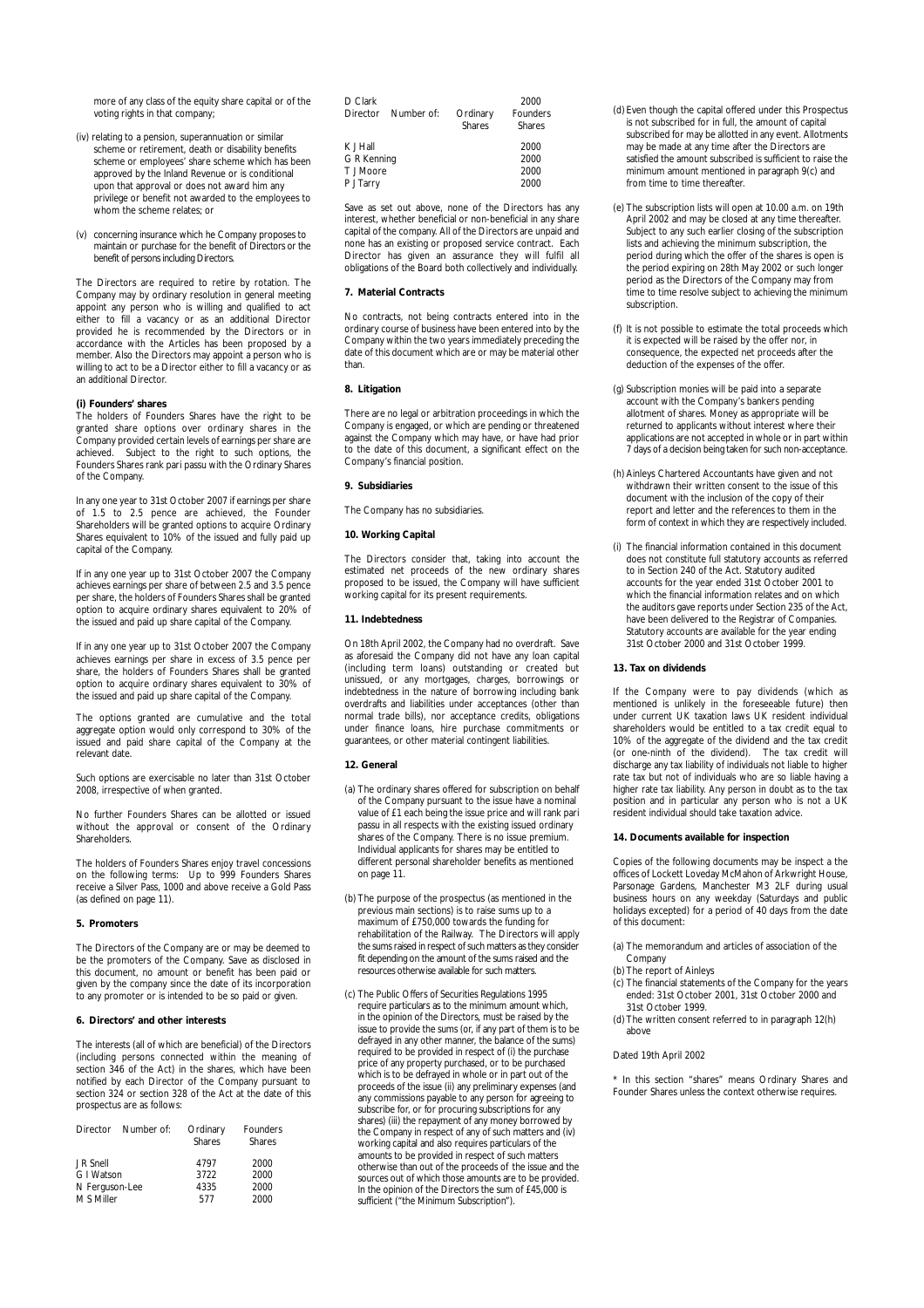more of any class of the equity share capital or of the voting rights in that company;

(iv) relating to a pension, superannuation or similar scheme or retirement, death or disability benefits scheme or employees' share scheme which has been approved by the Inland Revenue or is conditional upon that approval or does not award him any privilege or benefit not awarded to the employees to whom the scheme relates; or

(v) concerning insurance which he Company proposes to maintain or purchase for the benefit of Directors or the benefit of persons including Directors.

The Directors are required to retire by rotation. The Company may by ordinary resolution in general meeting appoint any person who is willing and qualified to act either to fill a vacancy or as an additional Director provided he is recommended by the Directors or in accordance with the Articles has been proposed by a member. Also the Directors may appoint a person who is willing to act to be a Director either to fill a vacancy or as an additional Director.

**(i) Founders' shares**

The holders of Founders Shares have the right to be granted share options over ordinary shares in the Company provided certain levels of earnings per share are achieved. Subject to the right to such options, the Founders Shares rank pari passu with the Ordinary Shares of the Company.

In any one year to 31st October 2007 if earnings per share of 1.5 to 2.5 pence are achieved, the Founder Shareholders will be granted options to acquire Ordinary Shares equivalent to 10% of the issued and fully paid up capital of the Company.

If in any one year up to 31st October 2007 the Company achieves earnings per share of between 2.5 and 3.5 pence per share, the holders of Founders Shares shall be granted option to acquire ordinary shares equivalent to 20% of the issued and paid up share capital of the Company.

If in any one year up to 31st October 2007 the Company achieves earnings per share in excess of 3.5 pence per share, the holders of Founders Shares shall be granted option to acquire ordinary shares equivalent to 30% of the issued and paid up share capital of the Company.

The options granted are cumulative and the total aggregate option would only correspond to 30% of the issued and paid share capital of the Company at the relevant date.

Such options are exercisable no later than 31st October 2008, irrespective of when granted.

No further Founders Shares can be allotted or issued without the approval or consent of the Ordinary Shareholders.

The holders of Founders Shares enjoy travel concessions on the following terms: Up to 999 Founders Shares receive a Silver Pass, 1000 and above receive a Gold Pass (as defined on page 11).

**5. Promoters**

The Directors of the Company are or may be deemed to be the promoters of the Company. Save as disclosed in this document, no amount or benefit has been paid or given by the company since the date of its incorporation to any promoter or is intended to be so paid or given.

**6. Directors' and other interests**

The interests (all of which are beneficial) of the Directors (including persons connected within the meaning of section 346 of the Act) in the shares, which have been notified by each Director of the Company pursuant to section 324 or section 328 of the Act at the date of this prospectus are as follows:

| Director Number of: | Ordinary Shares | Founders Shares |
|---|---|---|
| J R Snell | 4797 | 2000 |
| G I Watson | 3722 | 2000 |
| N Ferguson-Lee | 4335 | 2000 |
| M S Miller | 577 | 2000 |
| D Clark | | 2000 |
| K J Hall | | 2000 |
| G R Kenning | | 2000 |
| T J Moore | | 2000 |
| P J Tarry | | 2000 |

Save as set out above, none of the Directors has any interest, whether beneficial or non-beneficial in any share capital of the company. All of the Directors are unpaid and none has an existing or proposed service contract. Each Director has given an assurance they will fulfil all obligations of the Board both collectively and individually.

**7. Material Contracts**

No contracts, not being contracts entered into in the ordinary course of business have been entered into by the Company within the two years immediately preceding the date of this document which are or may be material other than.

**8. Litigation**

There are no legal or arbitration proceedings in which the Company is engaged, or which are pending or threatened against the Company which may have, or have had prior to the date of this document, a significant effect on the Company's financial position.

**9. Subsidiaries**

The Company has no subsidiaries.

**10. Working Capital**

The Directors consider that, taking into account the estimated net proceeds of the new ordinary shares proposed to be issued, the Company will have sufficient working capital for its present requirements.

**11. Indebtedness**

On 18th April 2002, the Company had no overdraft. Save as aforesaid the Company did not have any loan capital (including term loans) outstanding or created but unissued, or any mortgages, charges, borrowings or indebtedness in the nature of borrowing including bank overdrafts and liabilities under acceptances (other than normal trade bills), nor acceptance credits, obligations under finance loans, hire purchase commitments or guarantees, or other material contingent liabilities.

**12. General**

(a) The ordinary shares offered for subscription on behalf of the Company pursuant to the issue have a nominal value of £1 each being the issue price and will rank pari passu in all respects with the existing issued ordinary shares of the Company. There is no issue premium. Individual applicants for shares may be entitled to different personal shareholder benefits as mentioned on page 11.

(b) The purpose of the prospectus (as mentioned in the previous main sections) is to raise sums up to a maximum of £750,000 towards the funding for rehabilitation of the Railway. The Directors will apply the sums raised in respect of such matters as they consider fit depending on the amount of the sums raised and the resources otherwise available for such matters.

(c) The Public Offers of Securities Regulations 1995 require particulars as to the minimum amount which, in the opinion of the Directors, must be raised by the issue to provide the sums (or, if any part of them is to be defrayed in any other manner, the balance of the sums) required to be provided in respect of (i) the purchase price of any property purchased, or to be purchased which is to be defrayed in whole or in part out of the proceeds of the issue (ii) any preliminary expenses (and any commissions payable to any person for agreeing to subscribe for, or for procuring subscriptions for any shares) (iii) the repayment of any money borrowed by the Company in respect of any of such matters and (iv) working capital and also requires particulars of the amounts to be provided in respect of such matters otherwise than out of the proceeds of the issue and the sources out of which those amounts are to be provided. In the opinion of the Directors the sum of £45,000 is sufficient ("the Minimum Subscription").

(d) Even though the capital offered under this Prospectus is not subscribed for in full, the amount of capital subscribed for may be allotted in any event. Allotments may be made at any time after the Directors are satisfied the amount subscribed is sufficient to raise the minimum amount mentioned in paragraph 9(c) and from time to time thereafter.

(e) The subscription lists will open at 10.00 a.m. on 19th April 2002 and may be closed at any time thereafter. Subject to any such earlier closing of the subscription lists and achieving the minimum subscription, the period during which the offer of the shares is open is the period expiring on 28th May 2002 or such longer period as the Directors of the Company may from time to time resolve subject to achieving the minimum subscription.

(f) It is not possible to estimate the total proceeds which it is expected will be raised by the offer nor, in consequence, the expected net proceeds after the deduction of the expenses of the offer.

(g) Subscription monies will be paid into a separate account with the Company's bankers pending allotment of shares. Money as appropriate will be returned to applicants without interest where their applications are not accepted in whole or in part within 7 days of a decision being taken for such non-acceptance.

(h) Ainleys Chartered Accountants have given and not withdrawn their written consent to the issue of this document with the inclusion of the copy of their report and letter and the references to them in the form of context in which they are respectively included.

(i) The financial information contained in this document does not constitute full statutory accounts as referred to in Section 240 of the Act. Statutory audited accounts for the year ended 31st October 2001 to which the financial information relates and on which the auditors gave reports under Section 235 of the Act, have been delivered to the Registrar of Companies. Statutory accounts are available for the year ending 31st October 2000 and 31st October 1999.

**13. Tax on dividends**

If the Company were to pay dividends (which as mentioned is unlikely in the foreseeable future) then under current UK taxation laws UK resident individual shareholders would be entitled to a tax credit equal to 10% of the aggregate of the dividend and the tax credit (or one-ninth of the dividend). The tax credit will discharge any tax liability of individuals not liable to higher rate tax but not of individuals who are so liable having a higher rate tax liability. Any person in doubt as to the tax position and in particular any person who is not a UK resident individual should take taxation advice.

**14. Documents available for inspection**

Copies of the following documents may be inspect a the offices of Lockett Loveday McMahon of Arkwright House, Parsonage Gardens, Manchester M3 2LF during usual business hours on any weekday (Saturdays and public holidays excepted) for a period of 40 days from the date of this document:

(a) The memorandum and articles of association of the Company

(b) The report of Ainleys

(c) The financial statements of the Company for the years ended: 31st October 2001, 31st October 2000 and 31st October 1999.

(d) The written consent referred to in paragraph 12(h) above

Dated 19th April 2002

* In this section "shares" means Ordinary Shares and Founder Shares unless the context otherwise requires.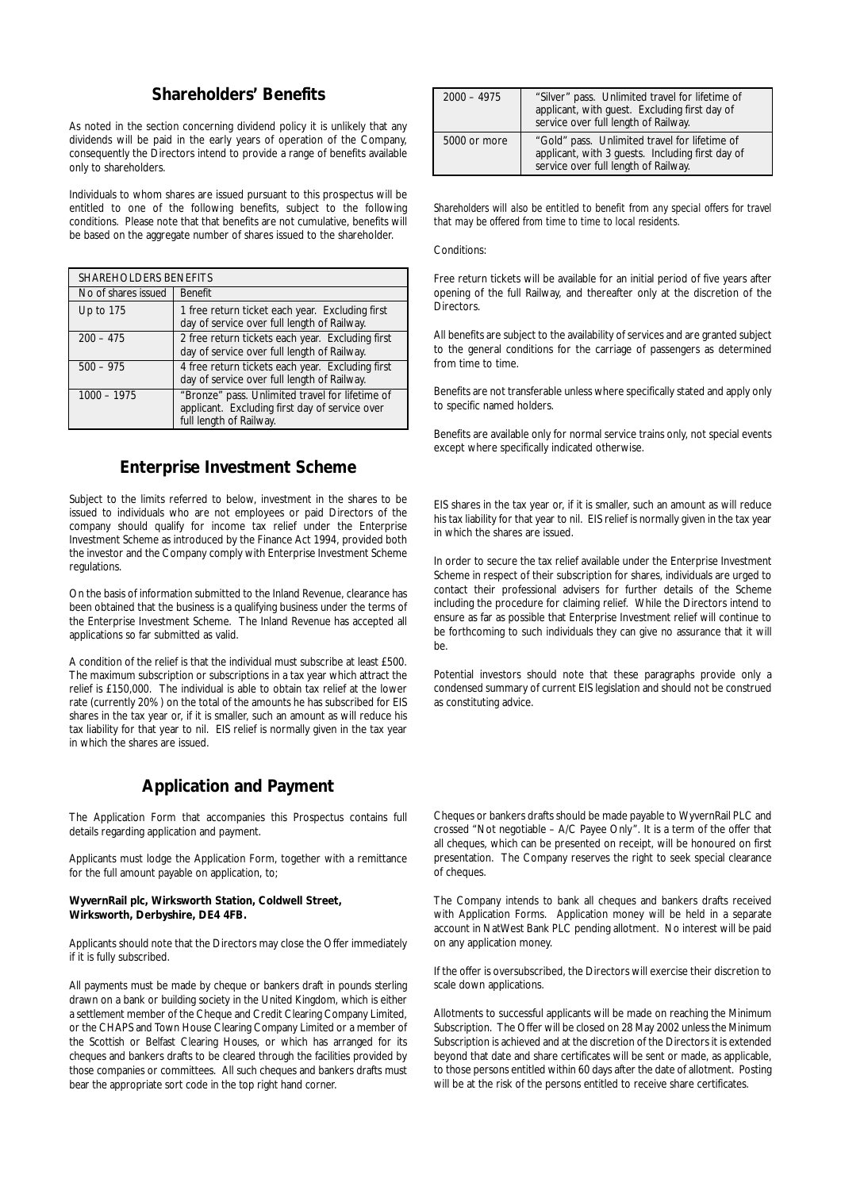## Shareholders' Benefits

As noted in the section concerning dividend policy it is unlikely that any dividends will be paid in the early years of operation of the Company, consequently the Directors intend to provide a range of benefits available only to shareholders.

Individuals to whom shares are issued pursuant to this prospectus will be entitled to one of the following benefits, subject to the following conditions. Please note that that benefits are not cumulative, benefits will be based on the aggregate number of shares issued to the shareholder.

| SHAREHOLDERS BENEFITS | |
|---|---|
| No of shares issued | Benefit |
| Up to 175 | 1 free return ticket each year. Excluding first day of service over full length of Railway. |
| 200 – 475 | 2 free return tickets each year. Excluding first day of service over full length of Railway. |
| 500 – 975 | 4 free return tickets each year. Excluding first day of service over full length of Railway. |
| 1000 – 1975 | "Bronze" pass. Unlimited travel for lifetime of applicant. Excluding first day of service over full length of Railway. |
| 2000 – 4975 | "Silver" pass. Unlimited travel for lifetime of applicant, with guest. Excluding first day of service over full length of Railway. |
| 5000 or more | "Gold" pass. Unlimited travel for lifetime of applicant, with 3 guests. Including first day of service over full length of Railway. |

*Shareholders will also be entitled to benefit from any special offers for travel that may be offered from time to time to local residents.*

Conditions:

Free return tickets will be available for an initial period of five years after opening of the full Railway, and thereafter only at the discretion of the Directors.

All benefits are subject to the availability of services and are granted subject to the general conditions for the carriage of passengers as determined from time to time.

Benefits are not transferable unless where specifically stated and apply only to specific named holders.

Benefits are available only for normal service trains only, not special events except where specifically indicated otherwise.

## Enterprise Investment Scheme

Subject to the limits referred to below, investment in the shares to be issued to individuals who are not employees or paid Directors of the company should qualify for income tax relief under the Enterprise Investment Scheme as introduced by the Finance Act 1994, provided both the investor and the Company comply with Enterprise Investment Scheme regulations.

On the basis of information submitted to the Inland Revenue, clearance has been obtained that the business is a qualifying business under the terms of the Enterprise Investment Scheme. The Inland Revenue has accepted all applications so far submitted as valid.

A condition of the relief is that the individual must subscribe at least £500. The maximum subscription or subscriptions in a tax year which attract the relief is £150,000. The individual is able to obtain tax relief at the lower rate (currently 20%) on the total of the amounts he has subscribed for EIS shares in the tax year or, if it is smaller, such an amount as will reduce his tax liability for that year to nil. EIS relief is normally given in the tax year in which the shares are issued.

EIS shares in the tax year or, if it is smaller, such an amount as will reduce his tax liability for that year to nil. EIS relief is normally given in the tax year in which the shares are issued.

In order to secure the tax relief available under the Enterprise Investment Scheme in respect of their subscription for shares, individuals are urged to contact their professional advisers for further details of the Scheme including the procedure for claiming relief. While the Directors intend to ensure as far as possible that Enterprise Investment relief will continue to be forthcoming to such individuals they can give no assurance that it will be.

Potential investors should note that these paragraphs provide only a condensed summary of current EIS legislation and should not be construed as constituting advice.

## Application and Payment

The Application Form that accompanies this Prospectus contains full details regarding application and payment.

Applicants must lodge the Application Form, together with a remittance for the full amount payable on application, to;

**WyvernRail plc, Wirksworth Station, Coldwell Street, Wirksworth, Derbyshire, DE4 4FB.**

Applicants should note that the Directors may close the Offer immediately if it is fully subscribed.

All payments must be made by cheque or bankers draft in pounds sterling drawn on a bank or building society in the United Kingdom, which is either a settlement member of the Cheque and Credit Clearing Company Limited, or the CHAPS and Town House Clearing Company Limited or a member of the Scottish or Belfast Clearing Houses, or which has arranged for its cheques and bankers drafts to be cleared through the facilities provided by those companies or committees. All such cheques and bankers drafts must bear the appropriate sort code in the top right hand corner.

Cheques or bankers drafts should be made payable to WyvernRail PLC and crossed "Not negotiable – A/C Payee Only". It is a term of the offer that all cheques, which can be presented on receipt, will be honoured on first presentation. The Company reserves the right to seek special clearance of cheques.

The Company intends to bank all cheques and bankers drafts received with Application Forms. Application money will be held in a separate account in NatWest Bank PLC pending allotment. No interest will be paid on any application money.

If the offer is oversubscribed, the Directors will exercise their discretion to scale down applications.

Allotments to successful applicants will be made on reaching the Minimum Subscription. The Offer will be closed on 28 May 2002 unless the Minimum Subscription is achieved and at the discretion of the Directors it is extended beyond that date and share certificates will be sent or made, as applicable, to those persons entitled within 60 days after the date of allotment. Posting will be at the risk of the persons entitled to receive share certificates.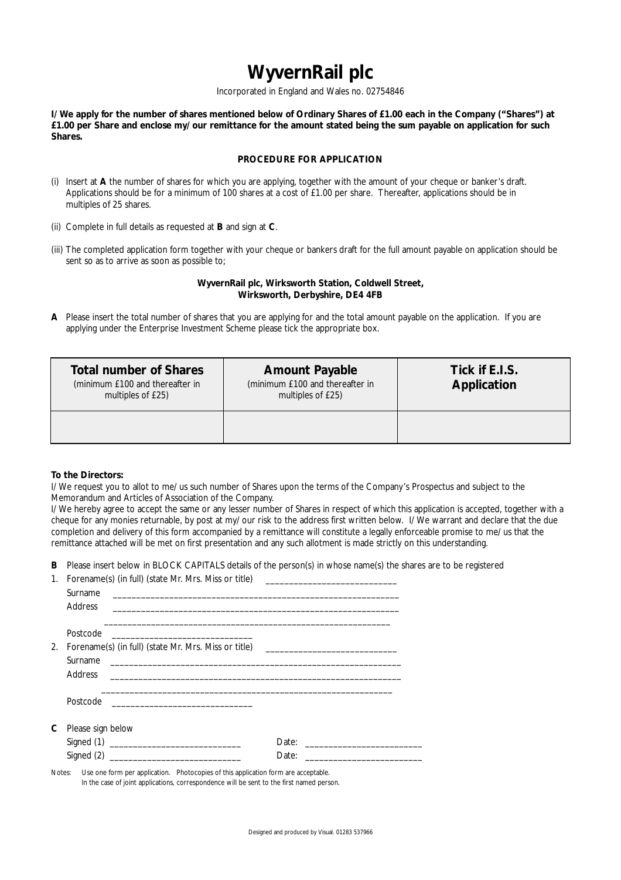# WyvernRail plc

Incorporated in England and Wales no. 02754846

**I/We apply for the number of shares mentioned below of Ordinary Shares of £1.00 each in the Company ("Shares") at £1.00 per Share and enclose my/our remittance for the amount stated being the sum payable on application for such Shares.**

### PROCEDURE FOR APPLICATION

(i) Insert at **A** the number of shares for which you are applying, together with the amount of your cheque or banker's draft. Applications should be for a minimum of 100 shares at a cost of £1.00 per share. Thereafter, applications should be in multiples of 25 shares.

(ii) Complete in full details as requested at **B** and sign at **C**.

(iii) The completed application form together with your cheque or bankers draft for the full amount payable on application should be sent so as to arrive as soon as possible to;

**WyvernRail plc, Wirksworth Station, Coldwell Street, Wirksworth, Derbyshire, DE4 4FB**

**A** Please insert the total number of shares that you are applying for and the total amount payable on the application. If you are applying under the Enterprise Investment Scheme please tick the appropriate box.

| **Total number of Shares** (minimum £100 and thereafter in multiples of £25) | **Amount Payable** (minimum £100 and thereafter in multiples of £25) | **Tick if E.I.S. Application** |
|---|---|---|
| | | |

**To the Directors:**

I/We request you to allot to me/us such number of Shares upon the terms of the Company's Prospectus and subject to the Memorandum and Articles of Association of the Company.

I/We hereby agree to accept the same or any lesser number of Shares in respect of which this application is accepted, together with a cheque for any monies returnable, by post at my/our risk to the address first written below. I/We warrant and declare that the due completion and delivery of this form accompanied by a remittance will constitute a legally enforceable promise to me/us that the remittance attached will be met on first presentation and any such allotment is made strictly on this understanding.

**B** Please insert below in BLOCK CAPITALS details of the person(s) in whose name(s) the shares are to be registered

1. Forename(s) (in full) (state Mr. Mrs. Miss or title) ____________________________

   Surname ________________________________________________________________

   Address ________________________________________________________________

   ________________________________________________________________

   Postcode ______________________________

2. Forename(s) (in full) (state Mr. Mrs. Miss or title) ____________________________

   Surname ________________________________________________________________

   Address ________________________________________________________________

   ________________________________________________________________

   Postcode ______________________________

**C** Please sign below

Signed (1) ____________________________ Date: ________________________

Signed (2) ____________________________ Date: ________________________

Notes: Use one form per application. Photocopies of this application form are acceptable.
In the case of joint applications, correspondence will be sent to the first named person.

Designed and produced by Visual. 01283 537966